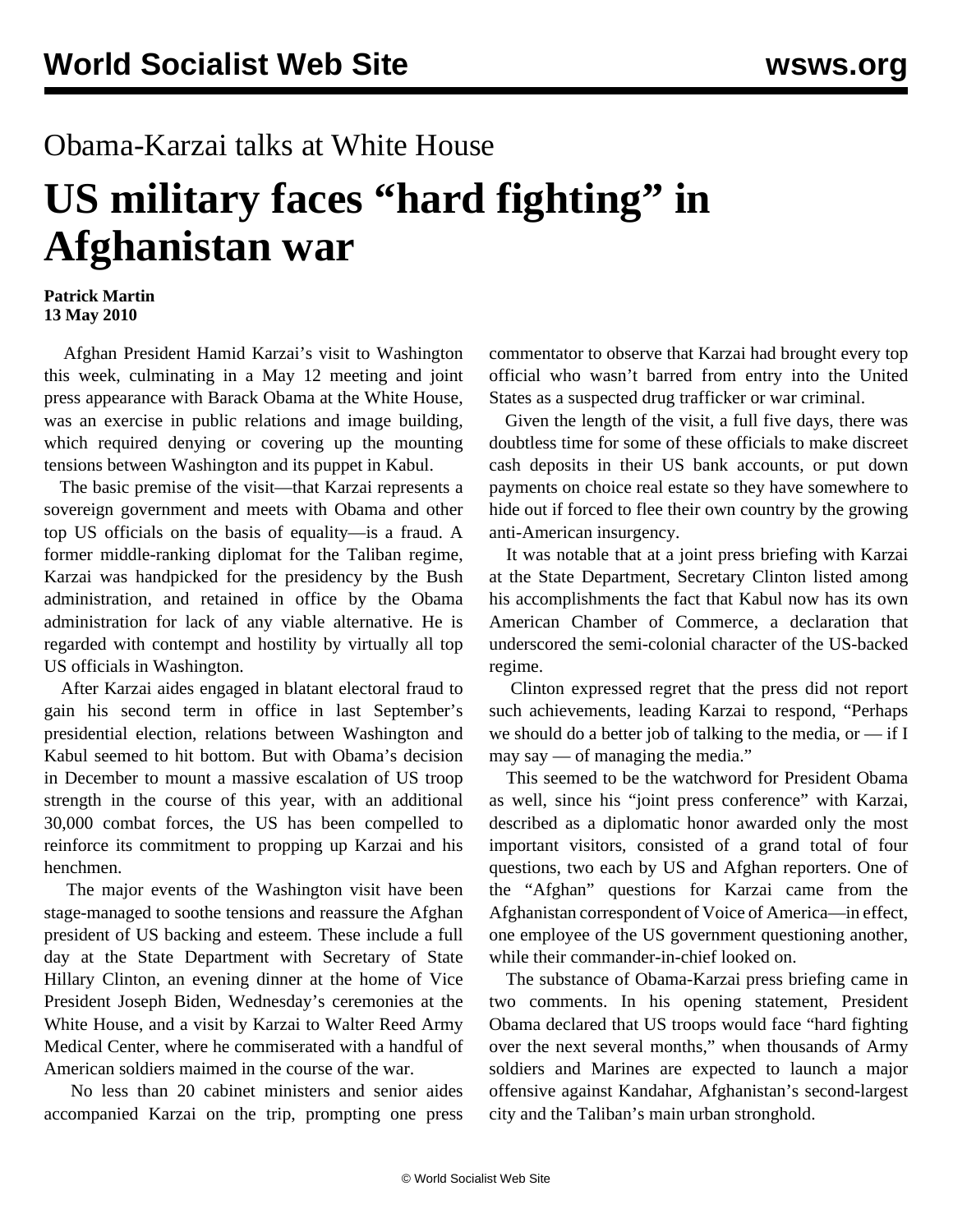Obama-Karzai talks at White House

# US military faces "hard fighting" in Afghanistan war

**Patrick Martin**
**13 May 2010**

Afghan President Hamid Karzai's visit to Washington this week, culminating in a May 12 meeting and joint press appearance with Barack Obama at the White House, was an exercise in public relations and image building, which required denying or covering up the mounting tensions between Washington and its puppet in Kabul.

The basic premise of the visit—that Karzai represents a sovereign government and meets with Obama and other top US officials on the basis of equality—is a fraud. A former middle-ranking diplomat for the Taliban regime, Karzai was handpicked for the presidency by the Bush administration, and retained in office by the Obama administration for lack of any viable alternative. He is regarded with contempt and hostility by virtually all top US officials in Washington.

After Karzai aides engaged in blatant electoral fraud to gain his second term in office in last September's presidential election, relations between Washington and Kabul seemed to hit bottom. But with Obama's decision in December to mount a massive escalation of US troop strength in the course of this year, with an additional 30,000 combat forces, the US has been compelled to reinforce its commitment to propping up Karzai and his henchmen.

The major events of the Washington visit have been stage-managed to soothe tensions and reassure the Afghan president of US backing and esteem. These include a full day at the State Department with Secretary of State Hillary Clinton, an evening dinner at the home of Vice President Joseph Biden, Wednesday's ceremonies at the White House, and a visit by Karzai to Walter Reed Army Medical Center, where he commiserated with a handful of American soldiers maimed in the course of the war.

No less than 20 cabinet ministers and senior aides accompanied Karzai on the trip, prompting one press commentator to observe that Karzai had brought every top official who wasn't barred from entry into the United States as a suspected drug trafficker or war criminal.

Given the length of the visit, a full five days, there was doubtless time for some of these officials to make discreet cash deposits in their US bank accounts, or put down payments on choice real estate so they have somewhere to hide out if forced to flee their own country by the growing anti-American insurgency.

It was notable that at a joint press briefing with Karzai at the State Department, Secretary Clinton listed among his accomplishments the fact that Kabul now has its own American Chamber of Commerce, a declaration that underscored the semi-colonial character of the US-backed regime.

Clinton expressed regret that the press did not report such achievements, leading Karzai to respond, "Perhaps we should do a better job of talking to the media, or — if I may say — of managing the media."

This seemed to be the watchword for President Obama as well, since his "joint press conference" with Karzai, described as a diplomatic honor awarded only the most important visitors, consisted of a grand total of four questions, two each by US and Afghan reporters. One of the "Afghan" questions for Karzai came from the Afghanistan correspondent of Voice of America—in effect, one employee of the US government questioning another, while their commander-in-chief looked on.

The substance of Obama-Karzai press briefing came in two comments. In his opening statement, President Obama declared that US troops would face "hard fighting over the next several months," when thousands of Army soldiers and Marines are expected to launch a major offensive against Kandahar, Afghanistan's second-largest city and the Taliban's main urban stronghold.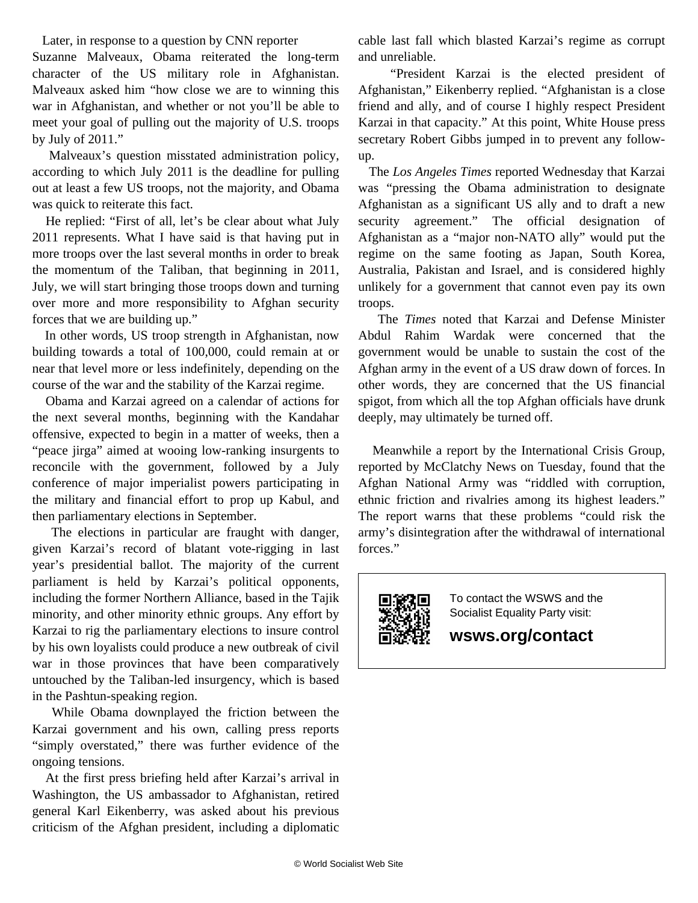Later, in response to a question by CNN reporter Suzanne Malveaux, Obama reiterated the long-term character of the US military role in Afghanistan. Malveaux asked him "how close we are to winning this war in Afghanistan, and whether or not you'll be able to meet your goal of pulling out the majority of U.S. troops by July of 2011."

Malveaux's question misstated administration policy, according to which July 2011 is the deadline for pulling out at least a few US troops, not the majority, and Obama was quick to reiterate this fact.

He replied: "First of all, let's be clear about what July 2011 represents. What I have said is that having put in more troops over the last several months in order to break the momentum of the Taliban, that beginning in 2011, July, we will start bringing those troops down and turning over more and more responsibility to Afghan security forces that we are building up."

In other words, US troop strength in Afghanistan, now building towards a total of 100,000, could remain at or near that level more or less indefinitely, depending on the course of the war and the stability of the Karzai regime.

Obama and Karzai agreed on a calendar of actions for the next several months, beginning with the Kandahar offensive, expected to begin in a matter of weeks, then a "peace jirga" aimed at wooing low-ranking insurgents to reconcile with the government, followed by a July conference of major imperialist powers participating in the military and financial effort to prop up Kabul, and then parliamentary elections in September.

The elections in particular are fraught with danger, given Karzai's record of blatant vote-rigging in last year's presidential ballot. The majority of the current parliament is held by Karzai's political opponents, including the former Northern Alliance, based in the Tajik minority, and other minority ethnic groups. Any effort by Karzai to rig the parliamentary elections to insure control by his own loyalists could produce a new outbreak of civil war in those provinces that have been comparatively untouched by the Taliban-led insurgency, which is based in the Pashtun-speaking region.

While Obama downplayed the friction between the Karzai government and his own, calling press reports "simply overstated," there was further evidence of the ongoing tensions.

At the first press briefing held after Karzai's arrival in Washington, the US ambassador to Afghanistan, retired general Karl Eikenberry, was asked about his previous criticism of the Afghan president, including a diplomatic cable last fall which blasted Karzai's regime as corrupt and unreliable.

"President Karzai is the elected president of Afghanistan," Eikenberry replied. "Afghanistan is a close friend and ally, and of course I highly respect President Karzai in that capacity." At this point, White House press secretary Robert Gibbs jumped in to prevent any follow-up.

The *Los Angeles Times* reported Wednesday that Karzai was "pressing the Obama administration to designate Afghanistan as a significant US ally and to draft a new security agreement." The official designation of Afghanistan as a "major non-NATO ally" would put the regime on the same footing as Japan, South Korea, Australia, Pakistan and Israel, and is considered highly unlikely for a government that cannot even pay its own troops.

The *Times* noted that Karzai and Defense Minister Abdul Rahim Wardak were concerned that the government would be unable to sustain the cost of the Afghan army in the event of a US draw down of forces. In other words, they are concerned that the US financial spigot, from which all the top Afghan officials have drunk deeply, may ultimately be turned off.

Meanwhile a report by the International Crisis Group, reported by McClatchy News on Tuesday, found that the Afghan National Army was "riddled with corruption, ethnic friction and rivalries among its highest leaders." The report warns that these problems "could risk the army's disintegration after the withdrawal of international forces."

To contact the WSWS and the Socialist Equality Party visit:

**wsws.org/contact**